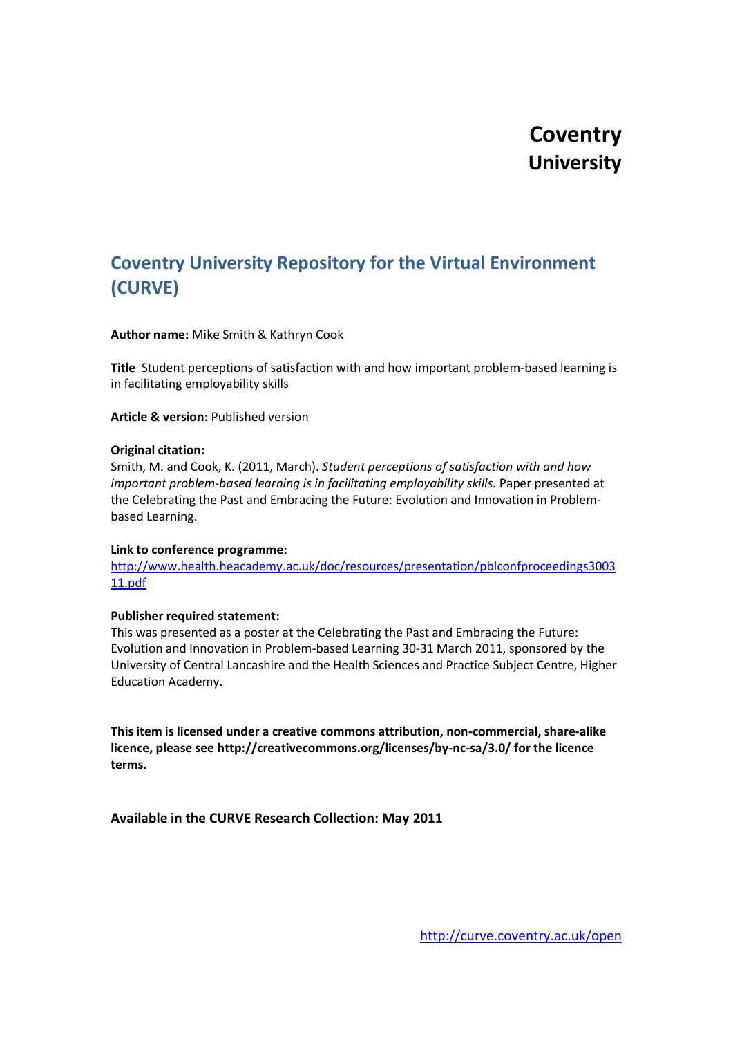# Coventry University

## Coventry University Repository for the Virtual Environment (CURVE)

**Author name:** Mike Smith & Kathryn Cook

**Title** Student perceptions of satisfaction with and how important problem-based learning is in facilitating employability skills

**Article & version:** Published version

**Original citation:**
Smith, M. and Cook, K. (2011, March). *Student perceptions of satisfaction with and how important problem-based learning is in facilitating employability skills.* Paper presented at the Celebrating the Past and Embracing the Future: Evolution and Innovation in Problem-based Learning.

**Link to conference programme:**
http://www.health.heacademy.ac.uk/doc/resources/presentation/pblconfproceedings300311.pdf

**Publisher required statement:**
This was presented as a poster at the Celebrating the Past and Embracing the Future: Evolution and Innovation in Problem-based Learning 30-31 March 2011, sponsored by the University of Central Lancashire and the Health Sciences and Practice Subject Centre, Higher Education Academy.

**This item is licensed under a creative commons attribution, non-commercial, share-alike licence, please see http://creativecommons.org/licenses/by-nc-sa/3.0/ for the licence terms.**

**Available in the CURVE Research Collection: May 2011**

http://curve.coventry.ac.uk/open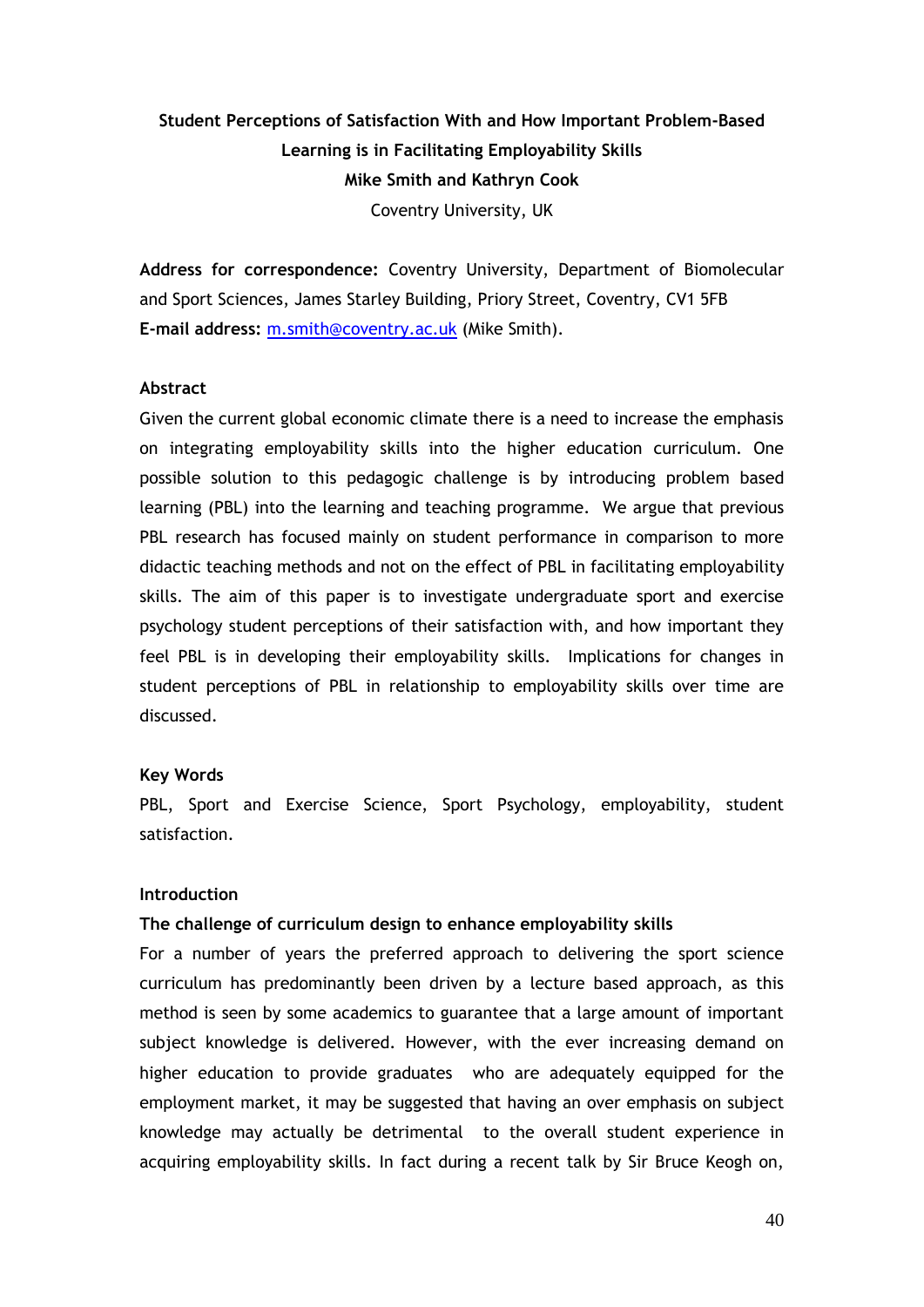**Student Perceptions of Satisfaction With and How Important Problem-Based Learning is in Facilitating Employability Skills**

**Mike Smith and Kathryn Cook**

Coventry University, UK

**Address for correspondence:** Coventry University, Department of Biomolecular and Sport Sciences, James Starley Building, Priory Street, Coventry, CV1 5FB

**E-mail address:** m.smith@coventry.ac.uk (Mike Smith).

## Abstract

Given the current global economic climate there is a need to increase the emphasis on integrating employability skills into the higher education curriculum. One possible solution to this pedagogic challenge is by introducing problem based learning (PBL) into the learning and teaching programme. We argue that previous PBL research has focused mainly on student performance in comparison to more didactic teaching methods and not on the effect of PBL in facilitating employability skills. The aim of this paper is to investigate undergraduate sport and exercise psychology student perceptions of their satisfaction with, and how important they feel PBL is in developing their employability skills. Implications for changes in student perceptions of PBL in relationship to employability skills over time are discussed.

## Key Words

PBL, Sport and Exercise Science, Sport Psychology, employability, student satisfaction.

## Introduction

### The challenge of curriculum design to enhance employability skills

For a number of years the preferred approach to delivering the sport science curriculum has predominantly been driven by a lecture based approach, as this method is seen by some academics to guarantee that a large amount of important subject knowledge is delivered. However, with the ever increasing demand on higher education to provide graduates who are adequately equipped for the employment market, it may be suggested that having an over emphasis on subject knowledge may actually be detrimental to the overall student experience in acquiring employability skills. In fact during a recent talk by Sir Bruce Keogh on,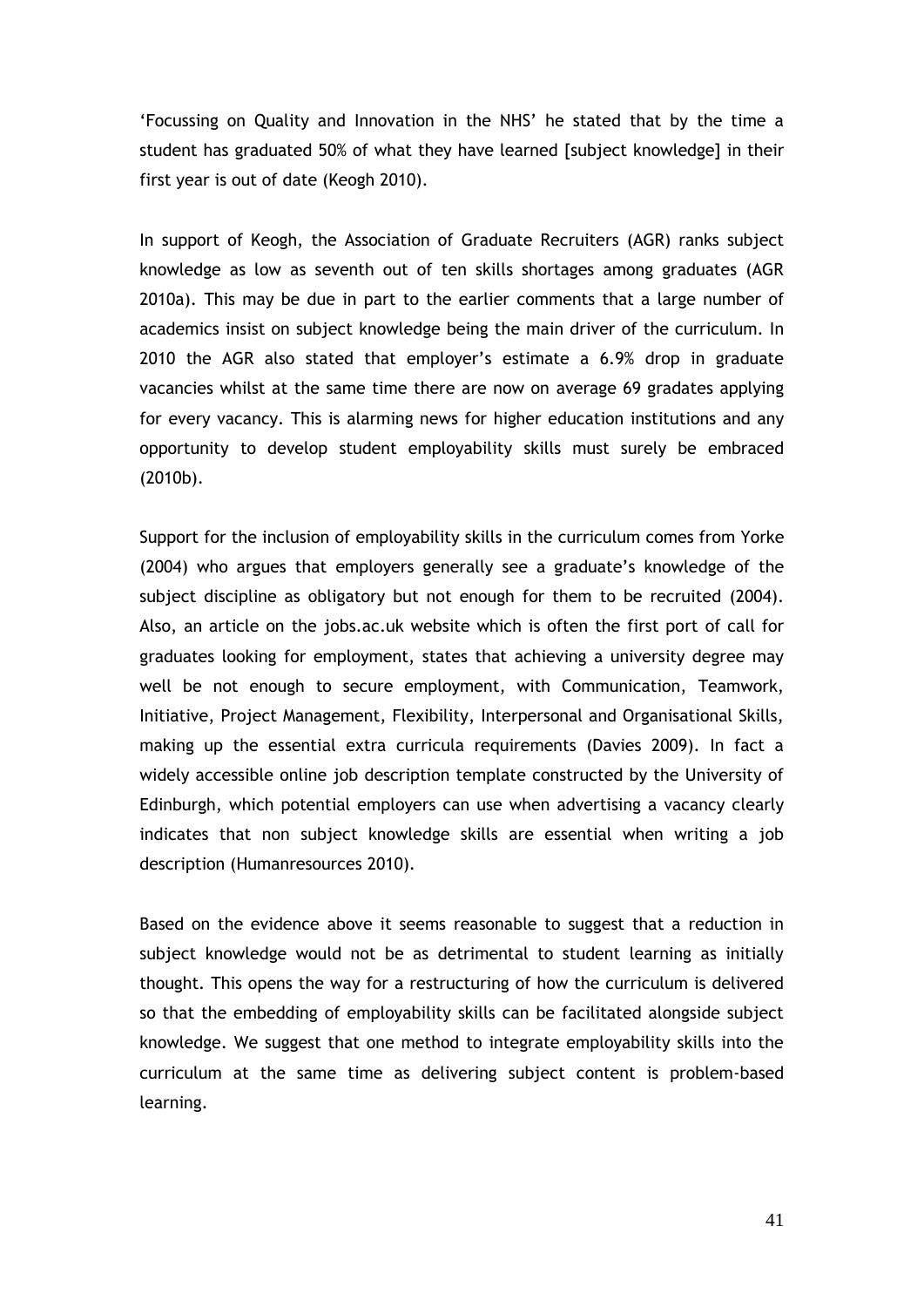'Focussing on Quality and Innovation in the NHS' he stated that by the time a student has graduated 50% of what they have learned [subject knowledge] in their first year is out of date (Keogh 2010).

In support of Keogh, the Association of Graduate Recruiters (AGR) ranks subject knowledge as low as seventh out of ten skills shortages among graduates (AGR 2010a). This may be due in part to the earlier comments that a large number of academics insist on subject knowledge being the main driver of the curriculum. In 2010 the AGR also stated that employer's estimate a 6.9% drop in graduate vacancies whilst at the same time there are now on average 69 gradates applying for every vacancy. This is alarming news for higher education institutions and any opportunity to develop student employability skills must surely be embraced (2010b).

Support for the inclusion of employability skills in the curriculum comes from Yorke (2004) who argues that employers generally see a graduate's knowledge of the subject discipline as obligatory but not enough for them to be recruited (2004). Also, an article on the jobs.ac.uk website which is often the first port of call for graduates looking for employment, states that achieving a university degree may well be not enough to secure employment, with Communication, Teamwork, Initiative, Project Management, Flexibility, Interpersonal and Organisational Skills, making up the essential extra curricula requirements (Davies 2009). In fact a widely accessible online job description template constructed by the University of Edinburgh, which potential employers can use when advertising a vacancy clearly indicates that non subject knowledge skills are essential when writing a job description (Humanresources 2010).

Based on the evidence above it seems reasonable to suggest that a reduction in subject knowledge would not be as detrimental to student learning as initially thought. This opens the way for a restructuring of how the curriculum is delivered so that the embedding of employability skills can be facilitated alongside subject knowledge. We suggest that one method to integrate employability skills into the curriculum at the same time as delivering subject content is problem-based learning.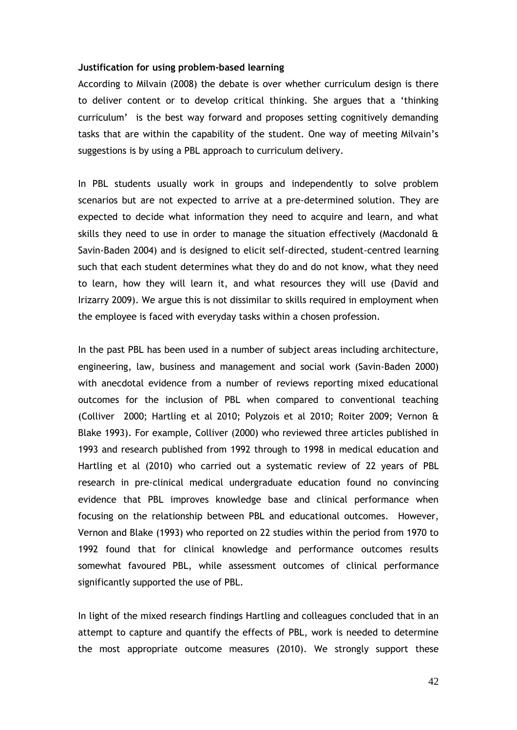**Justification for using problem-based learning**

According to Milvain (2008) the debate is over whether curriculum design is there to deliver content or to develop critical thinking. She argues that a 'thinking curriculum' is the best way forward and proposes setting cognitively demanding tasks that are within the capability of the student. One way of meeting Milvain's suggestions is by using a PBL approach to curriculum delivery.

In PBL students usually work in groups and independently to solve problem scenarios but are not expected to arrive at a pre-determined solution. They are expected to decide what information they need to acquire and learn, and what skills they need to use in order to manage the situation effectively (Macdonald & Savin-Baden 2004) and is designed to elicit self-directed, student-centred learning such that each student determines what they do and do not know, what they need to learn, how they will learn it, and what resources they will use (David and Irizarry 2009). We argue this is not dissimilar to skills required in employment when the employee is faced with everyday tasks within a chosen profession.

In the past PBL has been used in a number of subject areas including architecture, engineering, law, business and management and social work (Savin-Baden 2000) with anecdotal evidence from a number of reviews reporting mixed educational outcomes for the inclusion of PBL when compared to conventional teaching (Colliver 2000; Hartling et al 2010; Polyzois et al 2010; Roiter 2009; Vernon & Blake 1993). For example, Colliver (2000) who reviewed three articles published in 1993 and research published from 1992 through to 1998 in medical education and Hartling et al (2010) who carried out a systematic review of 22 years of PBL research in pre-clinical medical undergraduate education found no convincing evidence that PBL improves knowledge base and clinical performance when focusing on the relationship between PBL and educational outcomes. However, Vernon and Blake (1993) who reported on 22 studies within the period from 1970 to 1992 found that for clinical knowledge and performance outcomes results somewhat favoured PBL, while assessment outcomes of clinical performance significantly supported the use of PBL.

In light of the mixed research findings Hartling and colleagues concluded that in an attempt to capture and quantify the effects of PBL, work is needed to determine the most appropriate outcome measures (2010). We strongly support these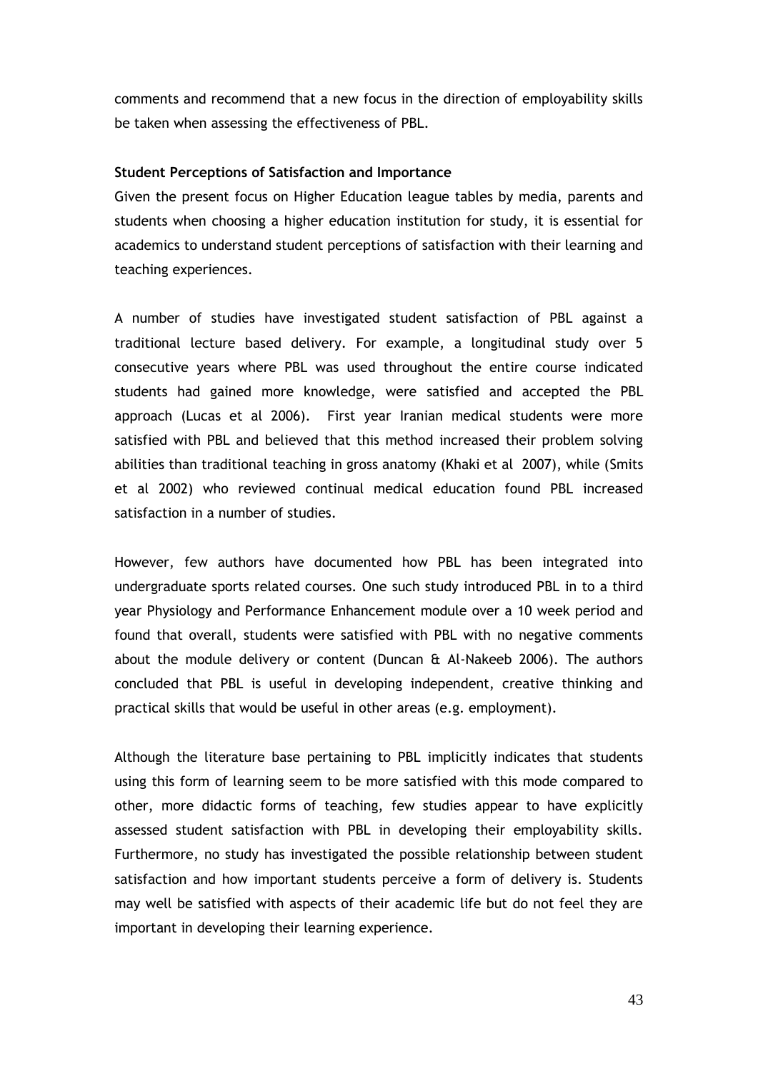comments and recommend that a new focus in the direction of employability skills be taken when assessing the effectiveness of PBL.

**Student Perceptions of Satisfaction and Importance**

Given the present focus on Higher Education league tables by media, parents and students when choosing a higher education institution for study, it is essential for academics to understand student perceptions of satisfaction with their learning and teaching experiences.

A number of studies have investigated student satisfaction of PBL against a traditional lecture based delivery. For example, a longitudinal study over 5 consecutive years where PBL was used throughout the entire course indicated students had gained more knowledge, were satisfied and accepted the PBL approach (Lucas et al 2006). First year Iranian medical students were more satisfied with PBL and believed that this method increased their problem solving abilities than traditional teaching in gross anatomy (Khaki et al 2007), while (Smits et al 2002) who reviewed continual medical education found PBL increased satisfaction in a number of studies.

However, few authors have documented how PBL has been integrated into undergraduate sports related courses. One such study introduced PBL in to a third year Physiology and Performance Enhancement module over a 10 week period and found that overall, students were satisfied with PBL with no negative comments about the module delivery or content (Duncan & Al-Nakeeb 2006). The authors concluded that PBL is useful in developing independent, creative thinking and practical skills that would be useful in other areas (e.g. employment).

Although the literature base pertaining to PBL implicitly indicates that students using this form of learning seem to be more satisfied with this mode compared to other, more didactic forms of teaching, few studies appear to have explicitly assessed student satisfaction with PBL in developing their employability skills. Furthermore, no study has investigated the possible relationship between student satisfaction and how important students perceive a form of delivery is. Students may well be satisfied with aspects of their academic life but do not feel they are important in developing their learning experience.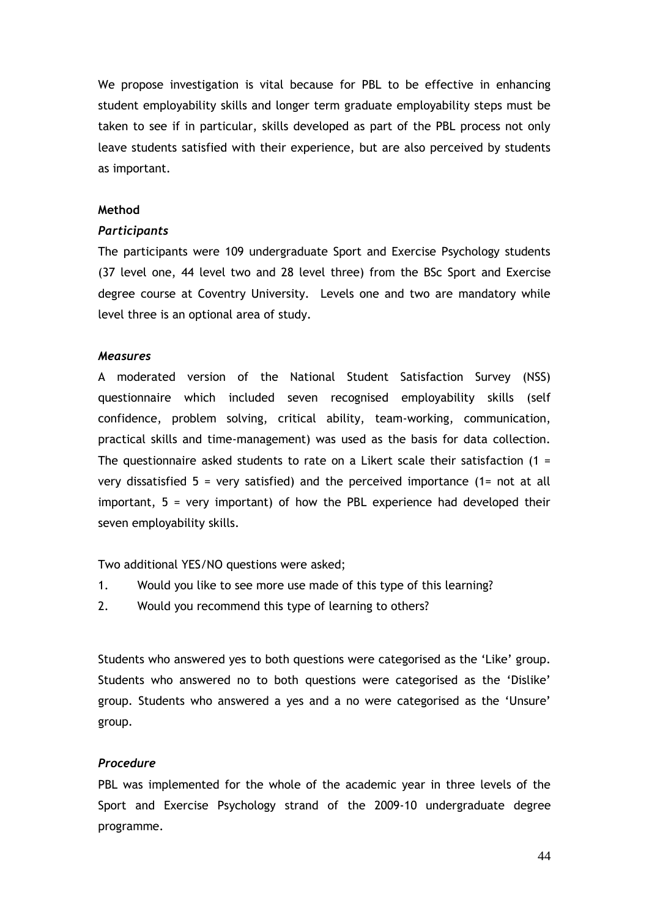We propose investigation is vital because for PBL to be effective in enhancing student employability skills and longer term graduate employability steps must be taken to see if in particular, skills developed as part of the PBL process not only leave students satisfied with their experience, but are also perceived by students as important.

**Method**

***Participants***

The participants were 109 undergraduate Sport and Exercise Psychology students (37 level one, 44 level two and 28 level three) from the BSc Sport and Exercise degree course at Coventry University. Levels one and two are mandatory while level three is an optional area of study.

***Measures***

A moderated version of the National Student Satisfaction Survey (NSS) questionnaire which included seven recognised employability skills (self confidence, problem solving, critical ability, team-working, communication, practical skills and time-management) was used as the basis for data collection. The questionnaire asked students to rate on a Likert scale their satisfaction (1 = very dissatisfied 5 = very satisfied) and the perceived importance (1= not at all important, 5 = very important) of how the PBL experience had developed their seven employability skills.

Two additional YES/NO questions were asked;

1. Would you like to see more use made of this type of this learning?
2. Would you recommend this type of learning to others?

Students who answered yes to both questions were categorised as the 'Like' group. Students who answered no to both questions were categorised as the 'Dislike' group. Students who answered a yes and a no were categorised as the 'Unsure' group.

***Procedure***

PBL was implemented for the whole of the academic year in three levels of the Sport and Exercise Psychology strand of the 2009-10 undergraduate degree programme.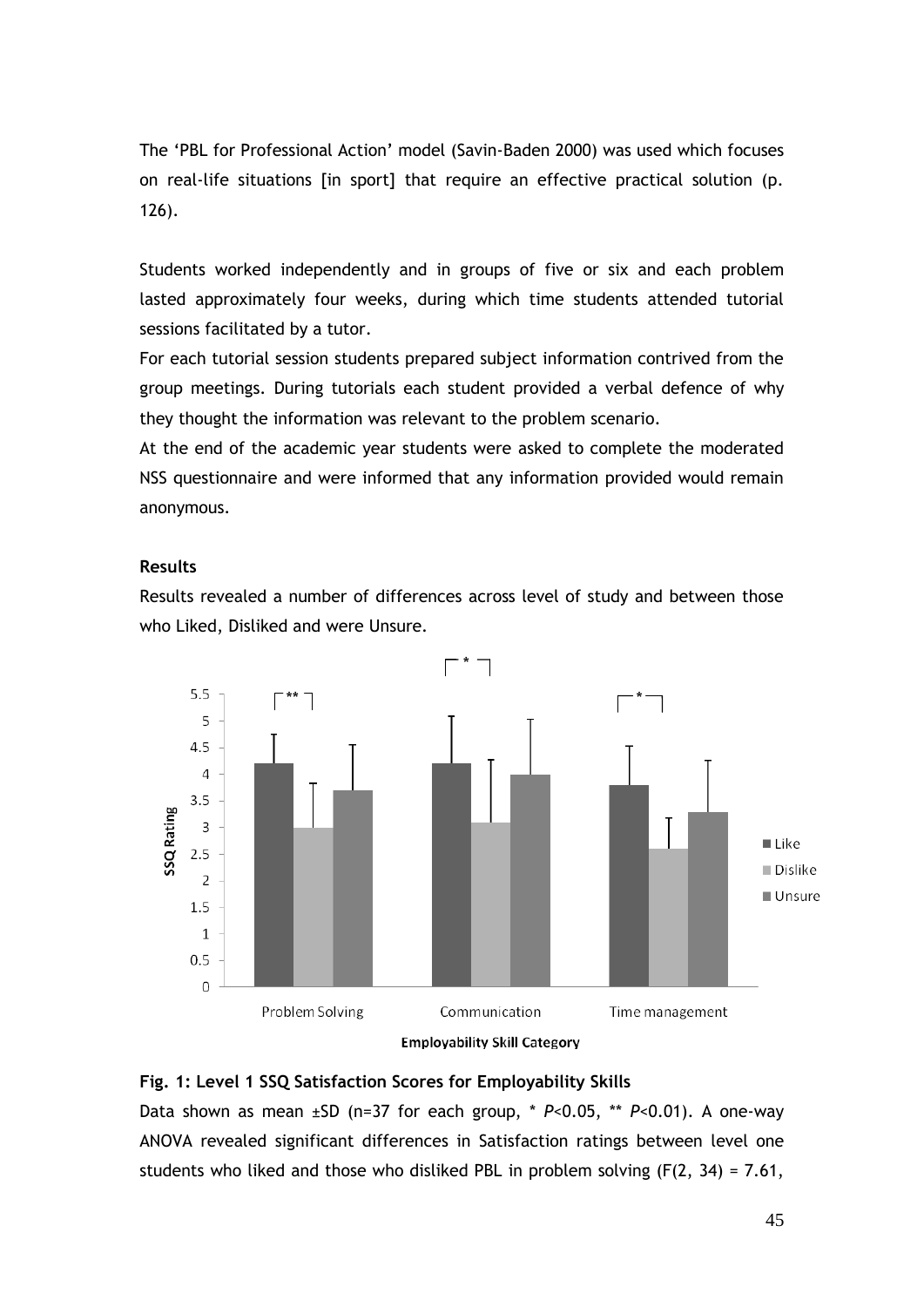The ‘PBL for Professional Action’ model (Savin-Baden 2000) was used which focuses on real-life situations [in sport] that require an effective practical solution (p. 126).

Students worked independently and in groups of five or six and each problem lasted approximately four weeks, during which time students attended tutorial sessions facilitated by a tutor.

For each tutorial session students prepared subject information contrived from the group meetings. During tutorials each student provided a verbal defence of why they thought the information was relevant to the problem scenario.

At the end of the academic year students were asked to complete the moderated NSS questionnaire and were informed that any information provided would remain anonymous.

**Results**

Results revealed a number of differences across level of study and between those who Liked, Disliked and were Unsure.

**Fig. 1: Level 1 SSQ Satisfaction Scores for Employability Skills**

Data shown as mean ±SD (n=37 for each group, * $P<0.05$, ** $P<0.01$). A one-way ANOVA revealed significant differences in Satisfaction ratings between level one students who liked and those who disliked PBL in problem solving ($F(2, 34) = 7.61$,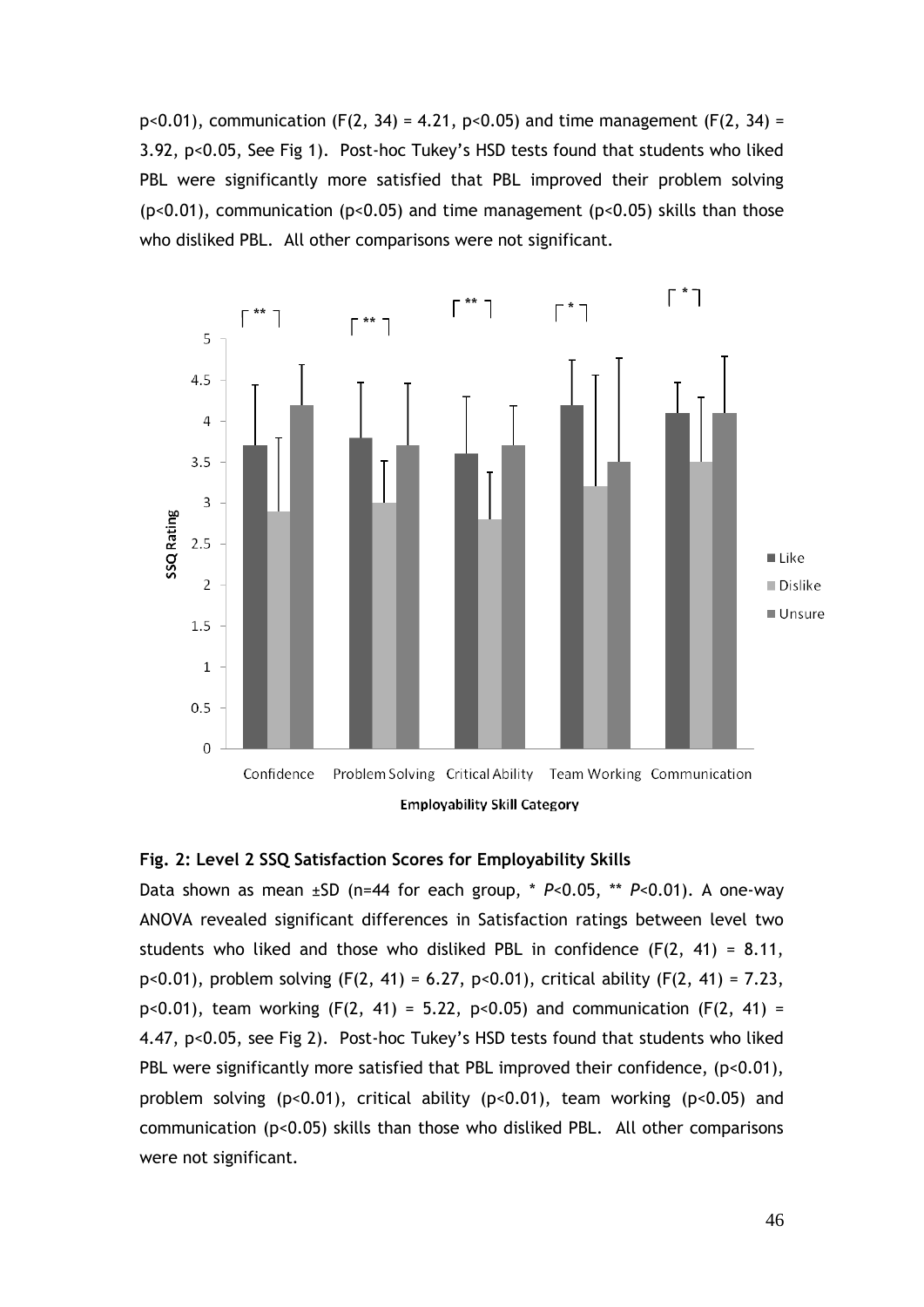$p<0.01$), communication ($F(2, 34) = 4.21$, $p<0.05$) and time management ($F(2, 34) = 3.92$, $p<0.05$, See Fig 1). Post-hoc Tukey's HSD tests found that students who liked PBL were significantly more satisfied that PBL improved their problem solving ($p<0.01$), communication ($p<0.05$) and time management ($p<0.05$) skills than those who disliked PBL. All other comparisons were not significant.

**Fig. 2: Level 2 SSQ Satisfaction Scores for Employability Skills**

Data shown as mean ±SD (n=44 for each group, * $P<0.05$, ** $P<0.01$). A one-way ANOVA revealed significant differences in Satisfaction ratings between level two students who liked and those who disliked PBL in confidence ($F(2, 41) = 8.11$, $p<0.01$), problem solving ($F(2, 41) = 6.27$, $p<0.01$), critical ability ($F(2, 41) = 7.23$, $p<0.01$), team working ($F(2, 41) = 5.22$, $p<0.05$) and communication ($F(2, 41) = 4.47$, $p<0.05$, see Fig 2). Post-hoc Tukey's HSD tests found that students who liked PBL were significantly more satisfied that PBL improved their confidence, ($p<0.01$), problem solving ($p<0.01$), critical ability ($p<0.01$), team working ($p<0.05$) and communication ($p<0.05$) skills than those who disliked PBL. All other comparisons were not significant.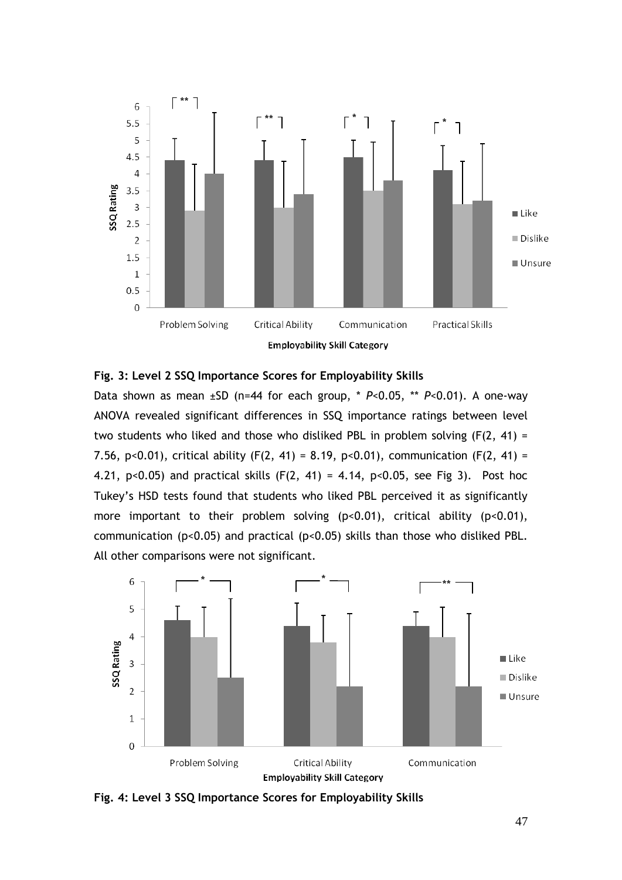**Fig. 3: Level 2 SSQ Importance Scores for Employability Skills**

Data shown as mean ±SD (n=44 for each group, * $P<0.05$, ** $P<0.01$). A one-way ANOVA revealed significant differences in SSQ importance ratings between level two students who liked and those who disliked PBL in problem solving ($F(2, 41) = 7.56$, $p<0.01$), critical ability ($F(2, 41) = 8.19$, $p<0.01$), communication ($F(2, 41) = 4.21$, $p<0.05$) and practical skills ($F(2, 41) = 4.14$, $p<0.05$, see Fig 3). Post hoc Tukey's HSD tests found that students who liked PBL perceived it as significantly more important to their problem solving ($p<0.01$), critical ability ($p<0.01$), communication ($p<0.05$) and practical ($p<0.05$) skills than those who disliked PBL. All other comparisons were not significant.

**Fig. 4: Level 3 SSQ Importance Scores for Employability Skills**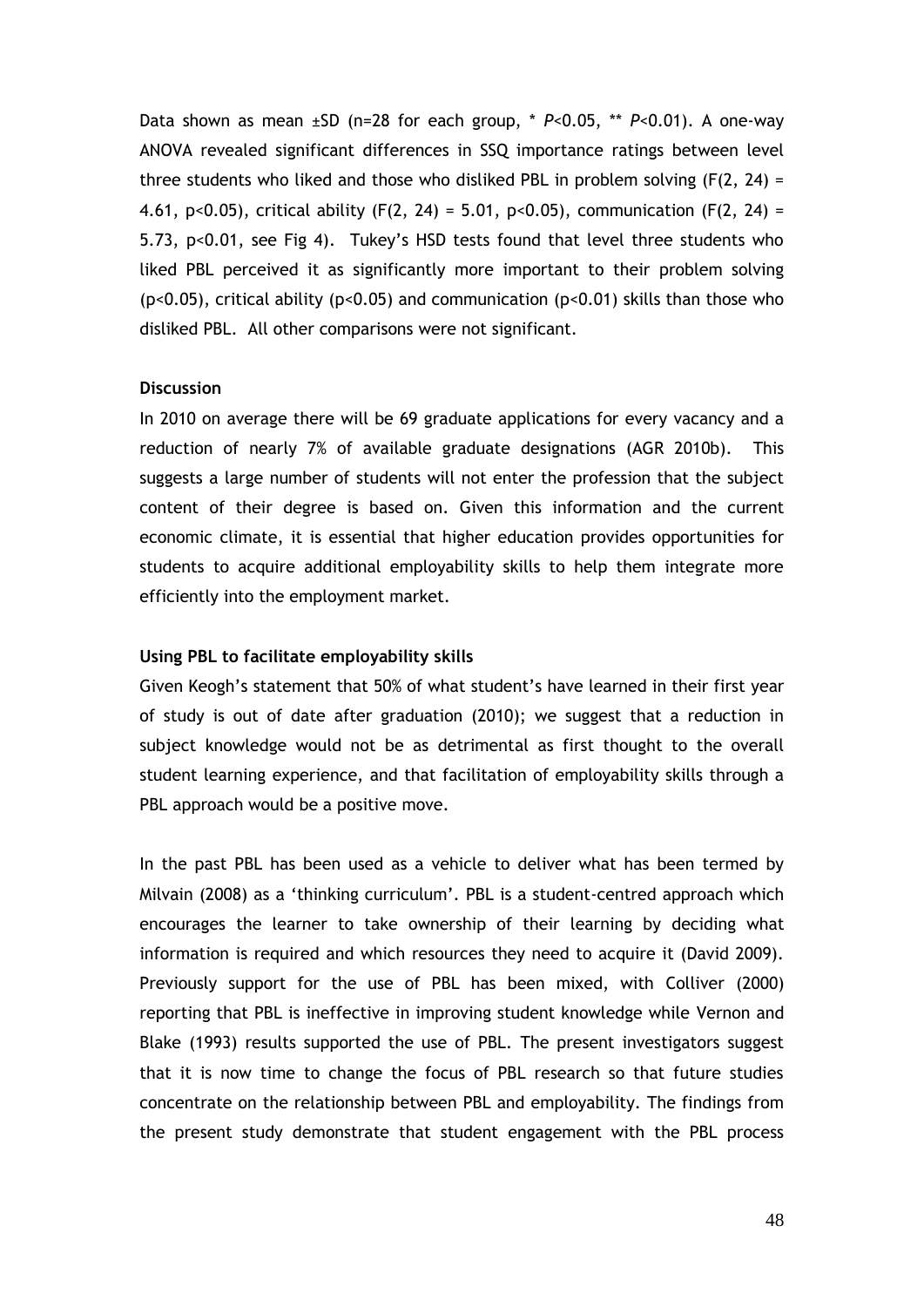Data shown as mean ±SD (n=28 for each group, * $P<0.05$, ** $P<0.01$). A one-way ANOVA revealed significant differences in SSQ importance ratings between level three students who liked and those who disliked PBL in problem solving ($F(2, 24) = 4.61$, $p<0.05$), critical ability ($F(2, 24) = 5.01$, $p<0.05$), communication ($F(2, 24) = 5.73$, $p<0.01$, see Fig 4). Tukey's HSD tests found that level three students who liked PBL perceived it as significantly more important to their problem solving ($p<0.05$), critical ability ($p<0.05$) and communication ($p<0.01$) skills than those who disliked PBL. All other comparisons were not significant.

**Discussion**

In 2010 on average there will be 69 graduate applications for every vacancy and a reduction of nearly 7% of available graduate designations (AGR 2010b). This suggests a large number of students will not enter the profession that the subject content of their degree is based on. Given this information and the current economic climate, it is essential that higher education provides opportunities for students to acquire additional employability skills to help them integrate more efficiently into the employment market.

**Using PBL to facilitate employability skills**

Given Keogh's statement that 50% of what student's have learned in their first year of study is out of date after graduation (2010); we suggest that a reduction in subject knowledge would not be as detrimental as first thought to the overall student learning experience, and that facilitation of employability skills through a PBL approach would be a positive move.

In the past PBL has been used as a vehicle to deliver what has been termed by Milvain (2008) as a 'thinking curriculum'. PBL is a student-centred approach which encourages the learner to take ownership of their learning by deciding what information is required and which resources they need to acquire it (David 2009). Previously support for the use of PBL has been mixed, with Colliver (2000) reporting that PBL is ineffective in improving student knowledge while Vernon and Blake (1993) results supported the use of PBL. The present investigators suggest that it is now time to change the focus of PBL research so that future studies concentrate on the relationship between PBL and employability. The findings from the present study demonstrate that student engagement with the PBL process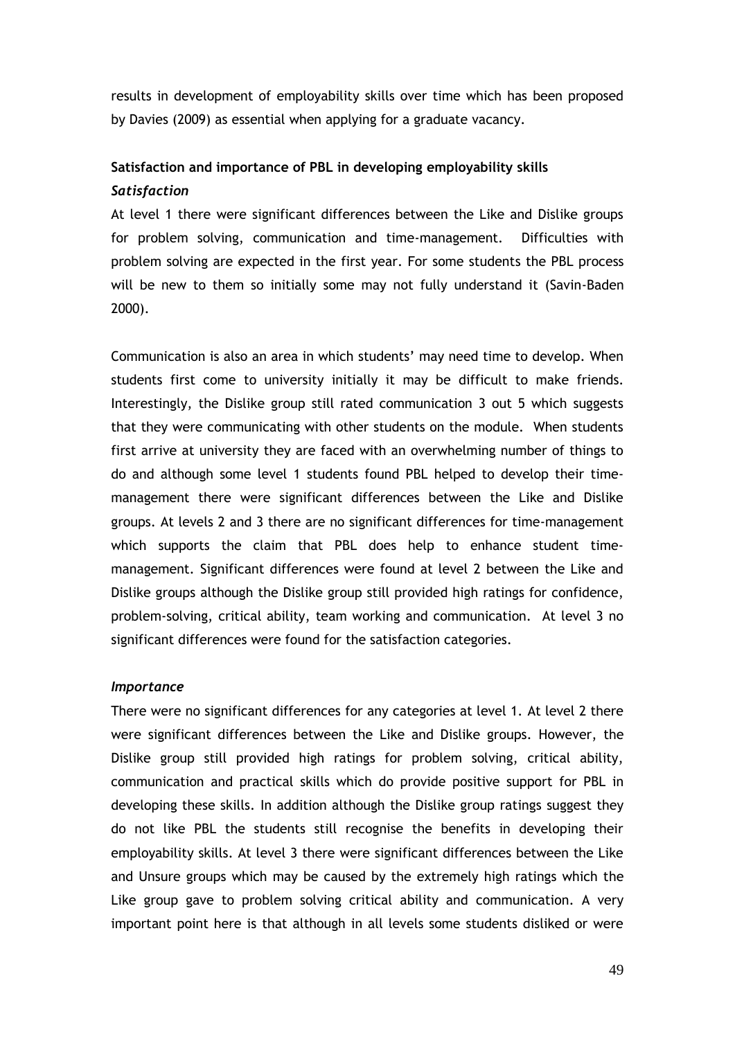results in development of employability skills over time which has been proposed by Davies (2009) as essential when applying for a graduate vacancy.

**Satisfaction and importance of PBL in developing employability skills**

***Satisfaction***

At level 1 there were significant differences between the Like and Dislike groups for problem solving, communication and time-management. Difficulties with problem solving are expected in the first year. For some students the PBL process will be new to them so initially some may not fully understand it (Savin-Baden 2000).

Communication is also an area in which students' may need time to develop. When students first come to university initially it may be difficult to make friends. Interestingly, the Dislike group still rated communication 3 out 5 which suggests that they were communicating with other students on the module. When students first arrive at university they are faced with an overwhelming number of things to do and although some level 1 students found PBL helped to develop their time-management there were significant differences between the Like and Dislike groups. At levels 2 and 3 there are no significant differences for time-management which supports the claim that PBL does help to enhance student time-management. Significant differences were found at level 2 between the Like and Dislike groups although the Dislike group still provided high ratings for confidence, problem-solving, critical ability, team working and communication. At level 3 no significant differences were found for the satisfaction categories.

***Importance***

There were no significant differences for any categories at level 1. At level 2 there were significant differences between the Like and Dislike groups. However, the Dislike group still provided high ratings for problem solving, critical ability, communication and practical skills which do provide positive support for PBL in developing these skills. In addition although the Dislike group ratings suggest they do not like PBL the students still recognise the benefits in developing their employability skills. At level 3 there were significant differences between the Like and Unsure groups which may be caused by the extremely high ratings which the Like group gave to problem solving critical ability and communication. A very important point here is that although in all levels some students disliked or were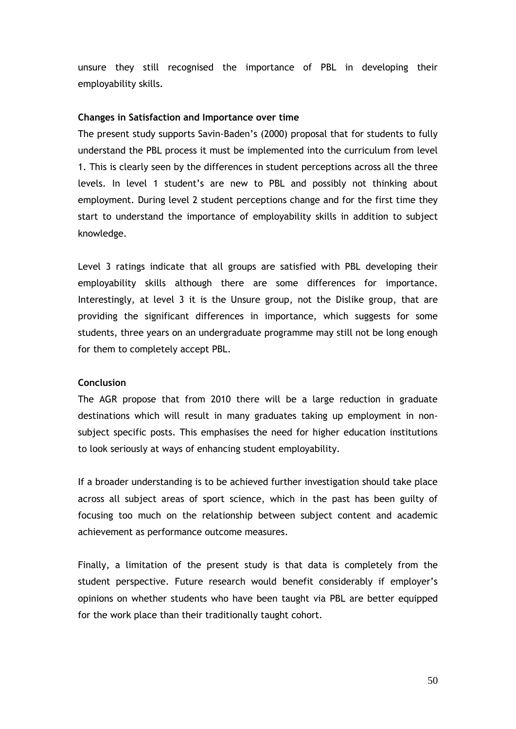unsure they still recognised the importance of PBL in developing their employability skills.

**Changes in Satisfaction and Importance over time**

The present study supports Savin-Baden's (2000) proposal that for students to fully understand the PBL process it must be implemented into the curriculum from level 1. This is clearly seen by the differences in student perceptions across all the three levels. In level 1 student's are new to PBL and possibly not thinking about employment. During level 2 student perceptions change and for the first time they start to understand the importance of employability skills in addition to subject knowledge.

Level 3 ratings indicate that all groups are satisfied with PBL developing their employability skills although there are some differences for importance. Interestingly, at level 3 it is the Unsure group, not the Dislike group, that are providing the significant differences in importance, which suggests for some students, three years on an undergraduate programme may still not be long enough for them to completely accept PBL.

**Conclusion**

The AGR propose that from 2010 there will be a large reduction in graduate destinations which will result in many graduates taking up employment in non-subject specific posts. This emphasises the need for higher education institutions to look seriously at ways of enhancing student employability.

If a broader understanding is to be achieved further investigation should take place across all subject areas of sport science, which in the past has been guilty of focusing too much on the relationship between subject content and academic achievement as performance outcome measures.

Finally, a limitation of the present study is that data is completely from the student perspective. Future research would benefit considerably if employer's opinions on whether students who have been taught via PBL are better equipped for the work place than their traditionally taught cohort.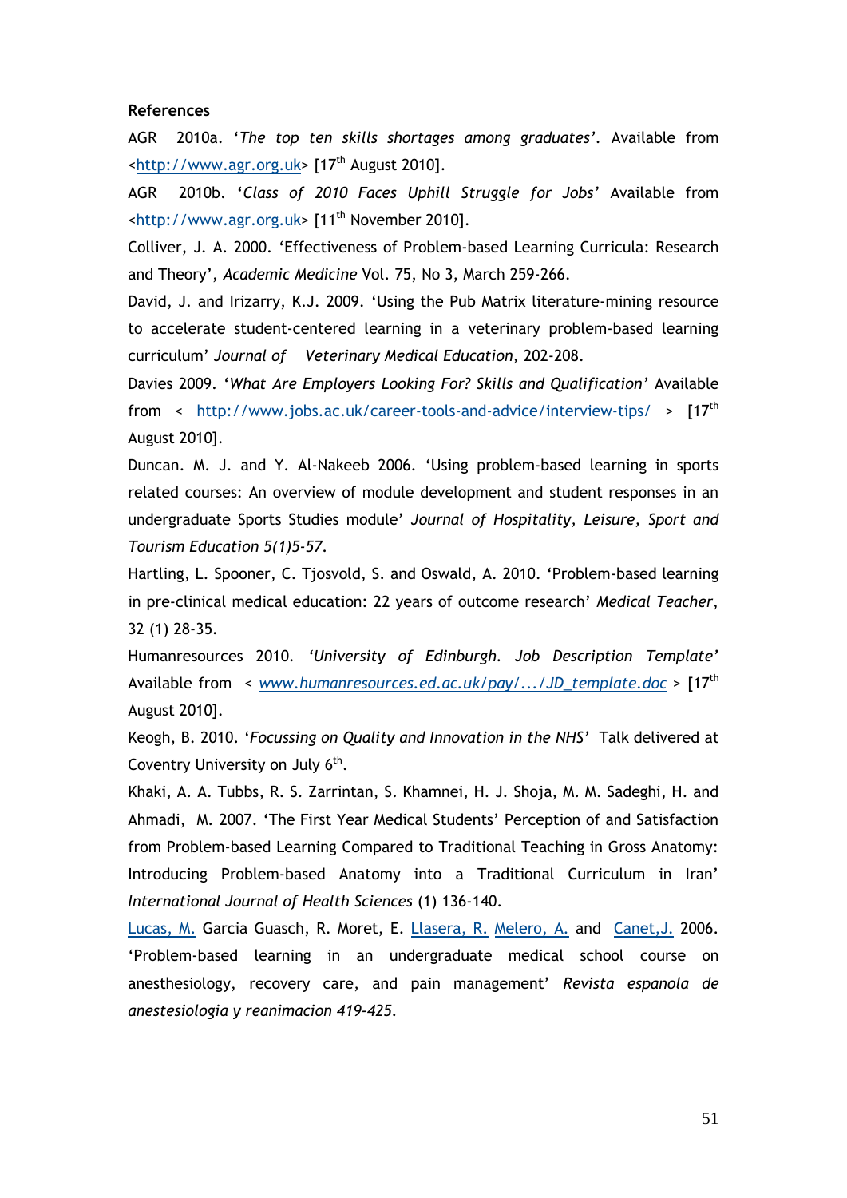**References**

AGR 2010a. '*The top ten skills shortages among graduates*'. Available from <http://www.agr.org.uk> [17th August 2010].

AGR 2010b. '*Class of 2010 Faces Uphill Struggle for Jobs*' Available from <http://www.agr.org.uk> [11th November 2010].

Colliver, J. A. 2000. 'Effectiveness of Problem-based Learning Curricula: Research and Theory', *Academic Medicine* Vol. 75, No 3, March 259-266.

David, J. and Irizarry, K.J. 2009. 'Using the Pub Matrix literature-mining resource to accelerate student-centered learning in a veterinary problem-based learning curriculum' *Journal of Veterinary Medical Education,* 202-208.

Davies 2009. '*What Are Employers Looking For? Skills and Qualification*' Available from < http://www.jobs.ac.uk/career-tools-and-advice/interview-tips/ > [17th August 2010].

Duncan. M. J. and Y. Al-Nakeeb 2006. 'Using problem-based learning in sports related courses: An overview of module development and student responses in an undergraduate Sports Studies module' *Journal of Hospitality, Leisure, Sport and Tourism Education 5(1)5-57.*

Hartling, L. Spooner, C. Tjosvold, S. and Oswald, A. 2010. 'Problem-based learning in pre-clinical medical education: 22 years of outcome research' *Medical Teacher*, 32 (1) 28-35.

Humanresources 2010. *'University of Edinburgh. Job Description Template'* Available from < *www.humanresources.ed.ac.uk/pay/.../JD_template.doc* > [17th August 2010].

Keogh, B. 2010. '*Focussing on Quality and Innovation in the NHS*' Talk delivered at Coventry University on July 6th.

Khaki, A. A. Tubbs, R. S. Zarrintan, S. Khamnei, H. J. Shoja, M. M. Sadeghi, H. and Ahmadi, M. 2007. 'The First Year Medical Students' Perception of and Satisfaction from Problem-based Learning Compared to Traditional Teaching in Gross Anatomy: Introducing Problem-based Anatomy into a Traditional Curriculum in Iran' *International Journal of Health Sciences* (1) 136-140.

Lucas, M. Garcia Guasch, R. Moret, E. Llasera, R. Melero, A. and Canet,J. 2006. 'Problem-based learning in an undergraduate medical school course on anesthesiology, recovery care, and pain management' *Revista espanola de anestesiologia y reanimacion 419-425.*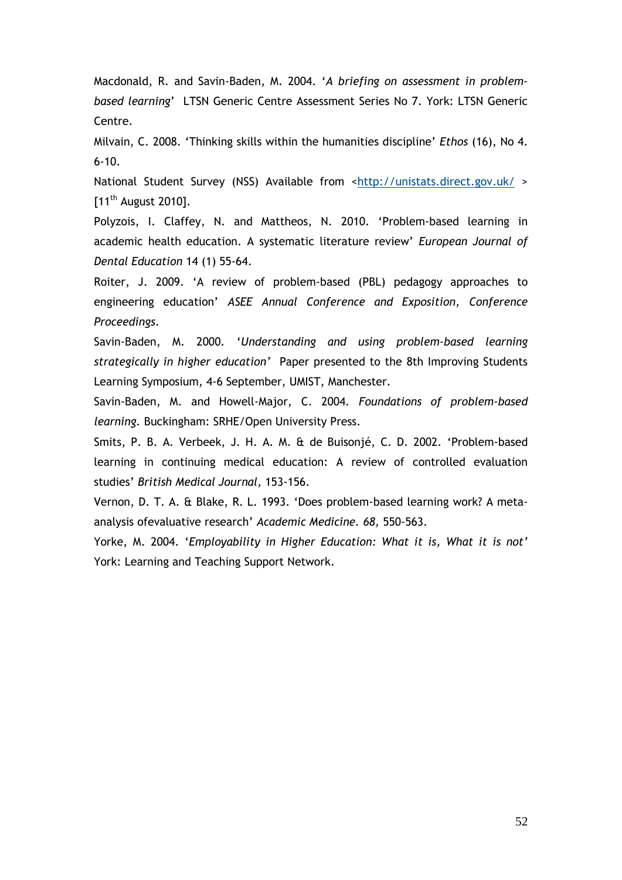Macdonald, R. and Savin-Baden, M. 2004. '*A briefing on assessment in problem-based learning*' LTSN Generic Centre Assessment Series No 7. York: LTSN Generic Centre.

Milvain, C. 2008. 'Thinking skills within the humanities discipline' *Ethos* (16), No 4. 6-10.

National Student Survey (NSS) Available from <http://unistats.direct.gov.uk/ > [11th August 2010].

Polyzois, I. Claffey, N. and Mattheos, N. 2010. 'Problem-based learning in academic health education. A systematic literature review' *European Journal of Dental Education* 14 (1) 55-64.

Roiter, J. 2009. 'A review of problem-based (PBL) pedagogy approaches to engineering education' *ASEE Annual Conference and Exposition, Conference Proceedings*.

Savin-Baden, M. 2000. '*Understanding and using problem-based learning strategically in higher education*' Paper presented to the 8th Improving Students Learning Symposium, 4-6 September, UMIST, Manchester.

Savin-Baden, M. and Howell-Major, C. 2004. *Foundations of problem-based learning*. Buckingham: SRHE/Open University Press.

Smits, P. B. A. Verbeek, J. H. A. M. & de Buisonjé, C. D. 2002. 'Problem-based learning in continuing medical education: A review of controlled evaluation studies' *British Medical Journal,* 153-156.

Vernon, D. T. A. & Blake, R. L. 1993. 'Does problem-based learning work? A meta-analysis ofevaluative research' *Academic Medicine*. *68,* 550-563.

Yorke, M. 2004. '*Employability in Higher Education: What it is, What it is not'* York: Learning and Teaching Support Network.